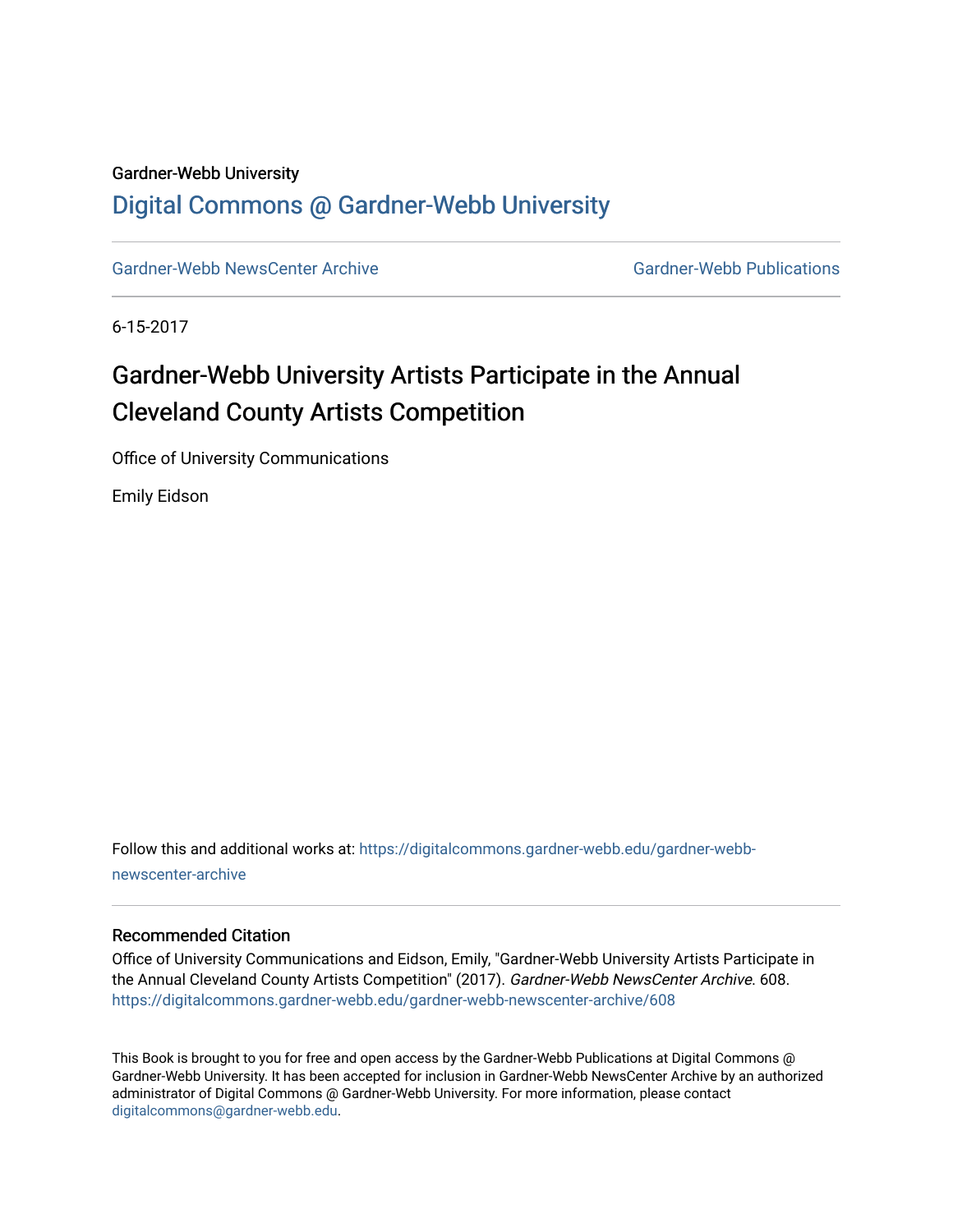Gardner-Webb University

# Digital Commons @ Gardner-Webb University

Gardner-Webb NewsCenter Archive | Gardner-Webb Publications

6-15-2017

## Gardner-Webb University Artists Participate in the Annual Cleveland County Artists Competition

Office of University Communications

Emily Eidson

Follow this and additional works at: https://digitalcommons.gardner-webb.edu/gardner-webb-newscenter-archive

### Recommended Citation

Office of University Communications and Eidson, Emily, "Gardner-Webb University Artists Participate in the Annual Cleveland County Artists Competition" (2017). *Gardner-Webb NewsCenter Archive*. 608. https://digitalcommons.gardner-webb.edu/gardner-webb-newscenter-archive/608

This Book is brought to you for free and open access by the Gardner-Webb Publications at Digital Commons @ Gardner-Webb University. It has been accepted for inclusion in Gardner-Webb NewsCenter Archive by an authorized administrator of Digital Commons @ Gardner-Webb University. For more information, please contact digitalcommons@gardner-webb.edu.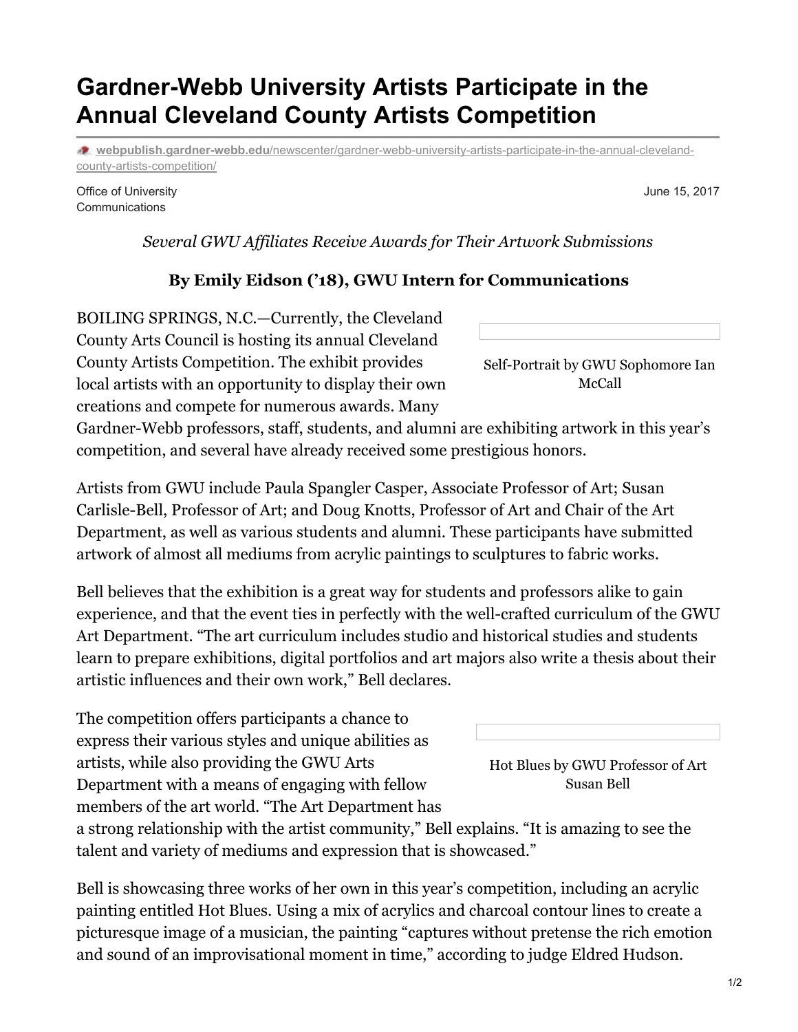# Gardner-Webb University Artists Participate in the Annual Cleveland County Artists Competition

webpublish.gardner-webb.edu/newscenter/gardner-webb-university-artists-participate-in-the-annual-cleveland-county-artists-competition/

Office of University Communications

June 15, 2017

*Several GWU Affiliates Receive Awards for Their Artwork Submissions*

**By Emily Eidson ('18), GWU Intern for Communications**

BOILING SPRINGS, N.C.—Currently, the Cleveland County Arts Council is hosting its annual Cleveland County Artists Competition. The exhibit provides local artists with an opportunity to display their own creations and compete for numerous awards. Many Gardner-Webb professors, staff, students, and alumni are exhibiting artwork in this year's competition, and several have already received some prestigious honors.

Self-Portrait by GWU Sophomore Ian McCall

Artists from GWU include Paula Spangler Casper, Associate Professor of Art; Susan Carlisle-Bell, Professor of Art; and Doug Knotts, Professor of Art and Chair of the Art Department, as well as various students and alumni. These participants have submitted artwork of almost all mediums from acrylic paintings to sculptures to fabric works.

Bell believes that the exhibition is a great way for students and professors alike to gain experience, and that the event ties in perfectly with the well-crafted curriculum of the GWU Art Department. "The art curriculum includes studio and historical studies and students learn to prepare exhibitions, digital portfolios and art majors also write a thesis about their artistic influences and their own work," Bell declares.

The competition offers participants a chance to express their various styles and unique abilities as artists, while also providing the GWU Arts Department with a means of engaging with fellow members of the art world. "The Art Department has a strong relationship with the artist community," Bell explains. "It is amazing to see the talent and variety of mediums and expression that is showcased."

Hot Blues by GWU Professor of Art Susan Bell

Bell is showcasing three works of her own in this year's competition, including an acrylic painting entitled Hot Blues. Using a mix of acrylics and charcoal contour lines to create a picturesque image of a musician, the painting "captures without pretense the rich emotion and sound of an improvisational moment in time," according to judge Eldred Hudson.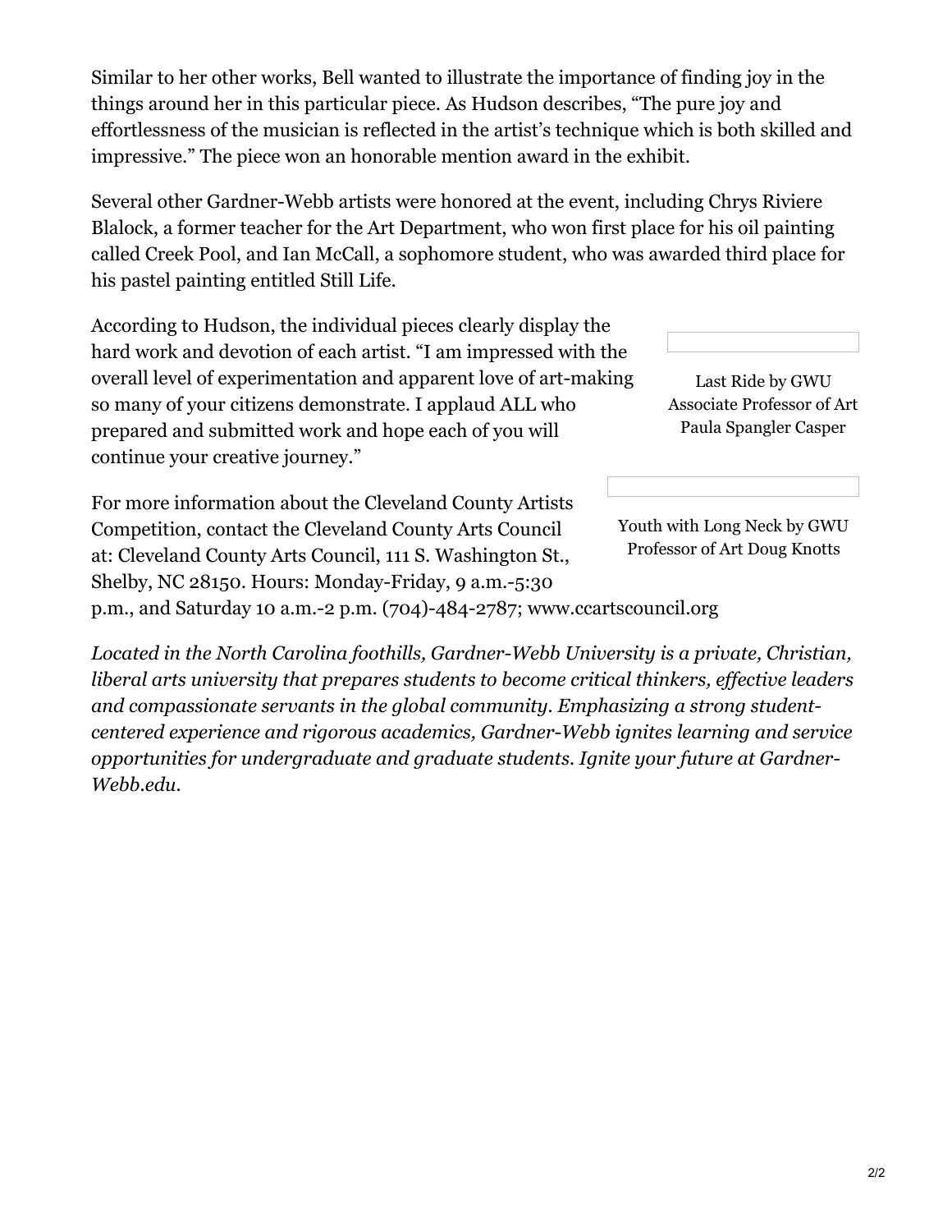Similar to her other works, Bell wanted to illustrate the importance of finding joy in the things around her in this particular piece. As Hudson describes, "The pure joy and effortlessness of the musician is reflected in the artist's technique which is both skilled and impressive." The piece won an honorable mention award in the exhibit.

Several other Gardner-Webb artists were honored at the event, including Chrys Riviere Blalock, a former teacher for the Art Department, who won first place for his oil painting called Creek Pool, and Ian McCall, a sophomore student, who was awarded third place for his pastel painting entitled Still Life.

According to Hudson, the individual pieces clearly display the hard work and devotion of each artist. "I am impressed with the overall level of experimentation and apparent love of art-making so many of your citizens demonstrate. I applaud ALL who prepared and submitted work and hope each of you will continue your creative journey."

Last Ride by GWU Associate Professor of Art Paula Spangler Casper

Youth with Long Neck by GWU Professor of Art Doug Knotts

For more information about the Cleveland County Artists Competition, contact the Cleveland County Arts Council at: Cleveland County Arts Council, 111 S. Washington St., Shelby, NC 28150. Hours: Monday-Friday, 9 a.m.-5:30 p.m., and Saturday 10 a.m.-2 p.m. (704)-484-2787; www.ccartscouncil.org

*Located in the North Carolina foothills, Gardner-Webb University is a private, Christian, liberal arts university that prepares students to become critical thinkers, effective leaders and compassionate servants in the global community. Emphasizing a strong student-centered experience and rigorous academics, Gardner-Webb ignites learning and service opportunities for undergraduate and graduate students. Ignite your future at Gardner-Webb.edu.*